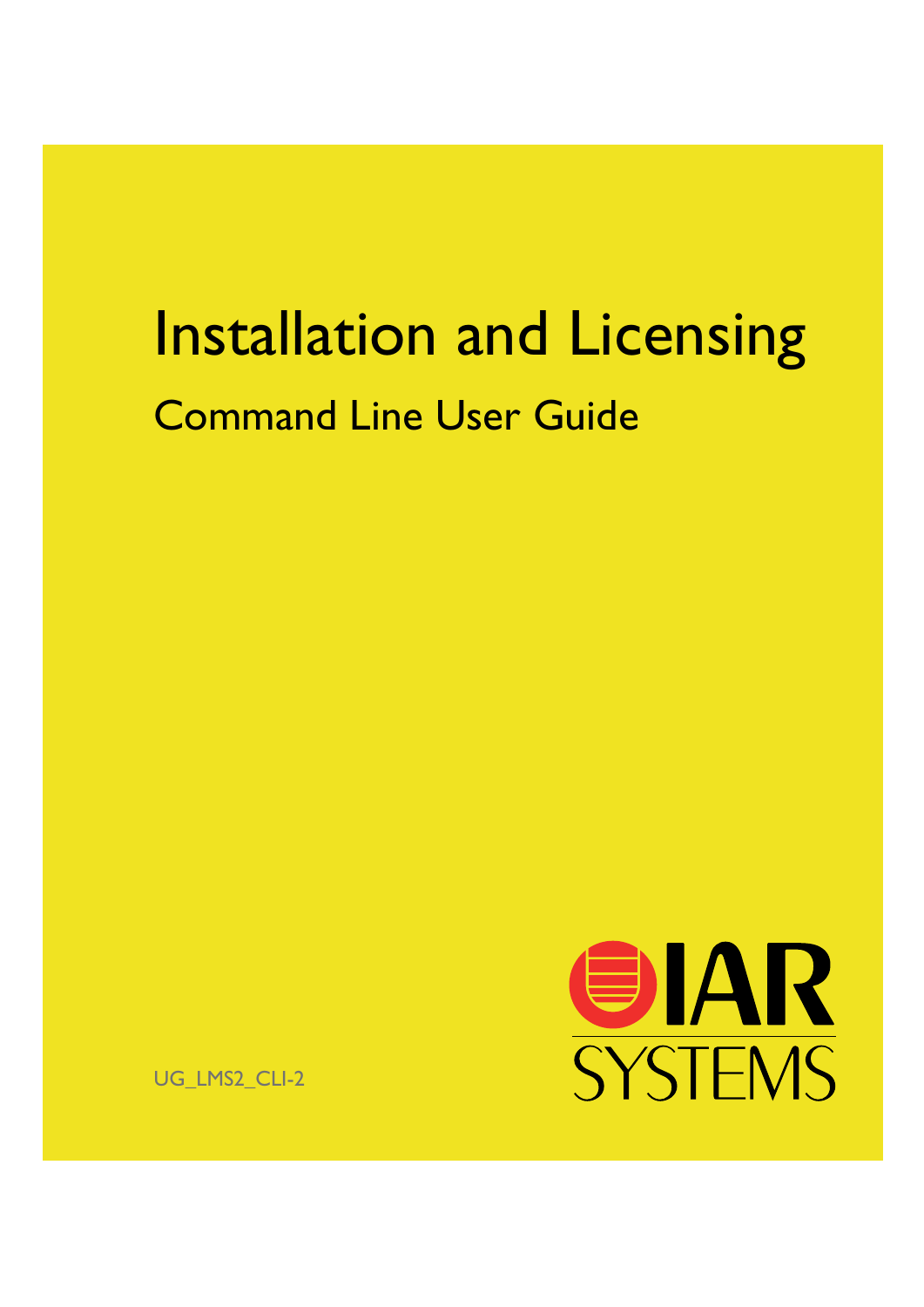# Installation and Licensing

## Command Line User Guide

UG_LMS2_CLI-2

IAR SYSTEMS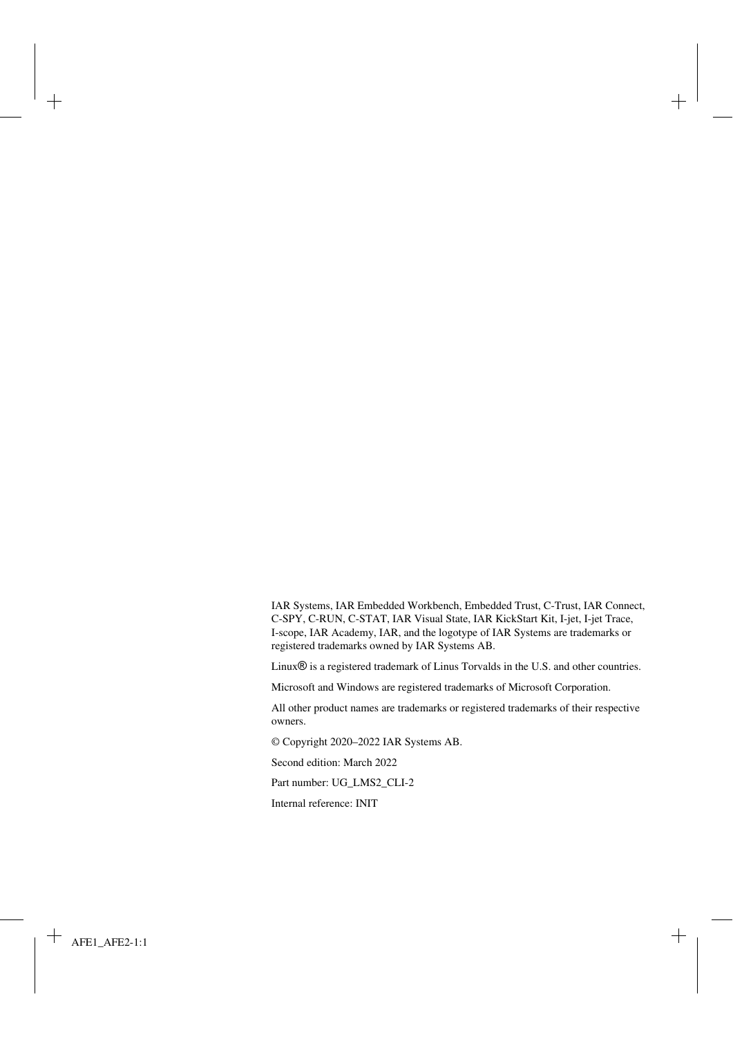IAR Systems, IAR Embedded Workbench, Embedded Trust, C-Trust, IAR Connect, C-SPY, C-RUN, C-STAT, IAR Visual State, IAR KickStart Kit, I-jet, I-jet Trace, I-scope, IAR Academy, IAR, and the logotype of IAR Systems are trademarks or registered trademarks owned by IAR Systems AB.

Linux® is a registered trademark of Linus Torvalds in the U.S. and other countries.

Microsoft and Windows are registered trademarks of Microsoft Corporation.

All other product names are trademarks or registered trademarks of their respective owners.

© Copyright 2020–2022 IAR Systems AB.

Second edition: March 2022

Part number: UG_LMS2_CLI-2

Internal reference: INIT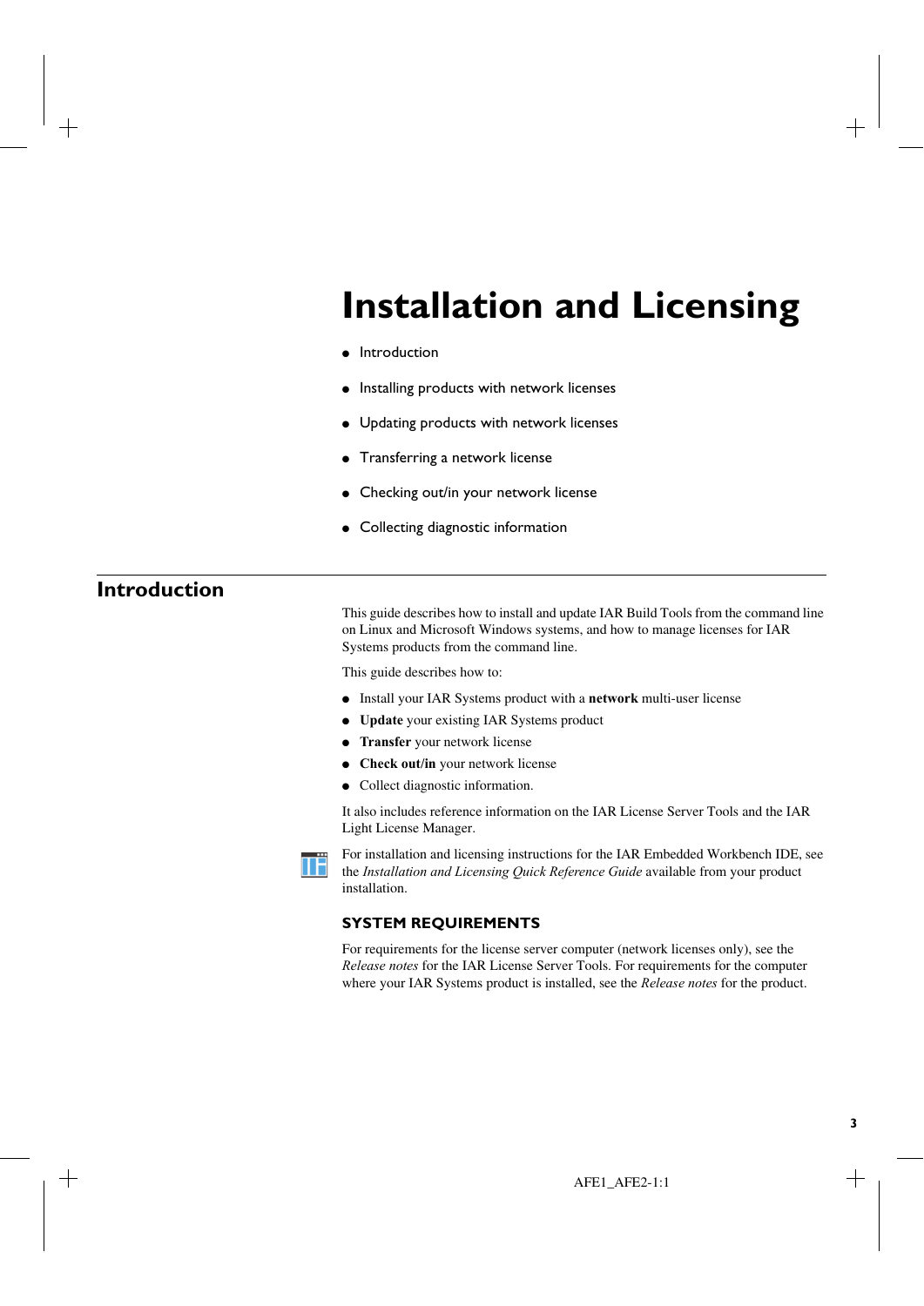# Installation and Licensing

- Introduction
- Installing products with network licenses
- Updating products with network licenses
- Transferring a network license
- Checking out/in your network license
- Collecting diagnostic information

## Introduction

This guide describes how to install and update IAR Build Tools from the command line on Linux and Microsoft Windows systems, and how to manage licenses for IAR Systems products from the command line.

This guide describes how to:

- Install your IAR Systems product with a **network** multi-user license
- **Update** your existing IAR Systems product
- **Transfer** your network license
- **Check out/in** your network license
- Collect diagnostic information.

It also includes reference information on the IAR License Server Tools and the IAR Light License Manager.

For installation and licensing instructions for the IAR Embedded Workbench IDE, see the *Installation and Licensing Quick Reference Guide* available from your product installation.

### SYSTEM REQUIREMENTS

For requirements for the license server computer (network licenses only), see the *Release notes* for the IAR License Server Tools. For requirements for the computer where your IAR Systems product is installed, see the *Release notes* for the product.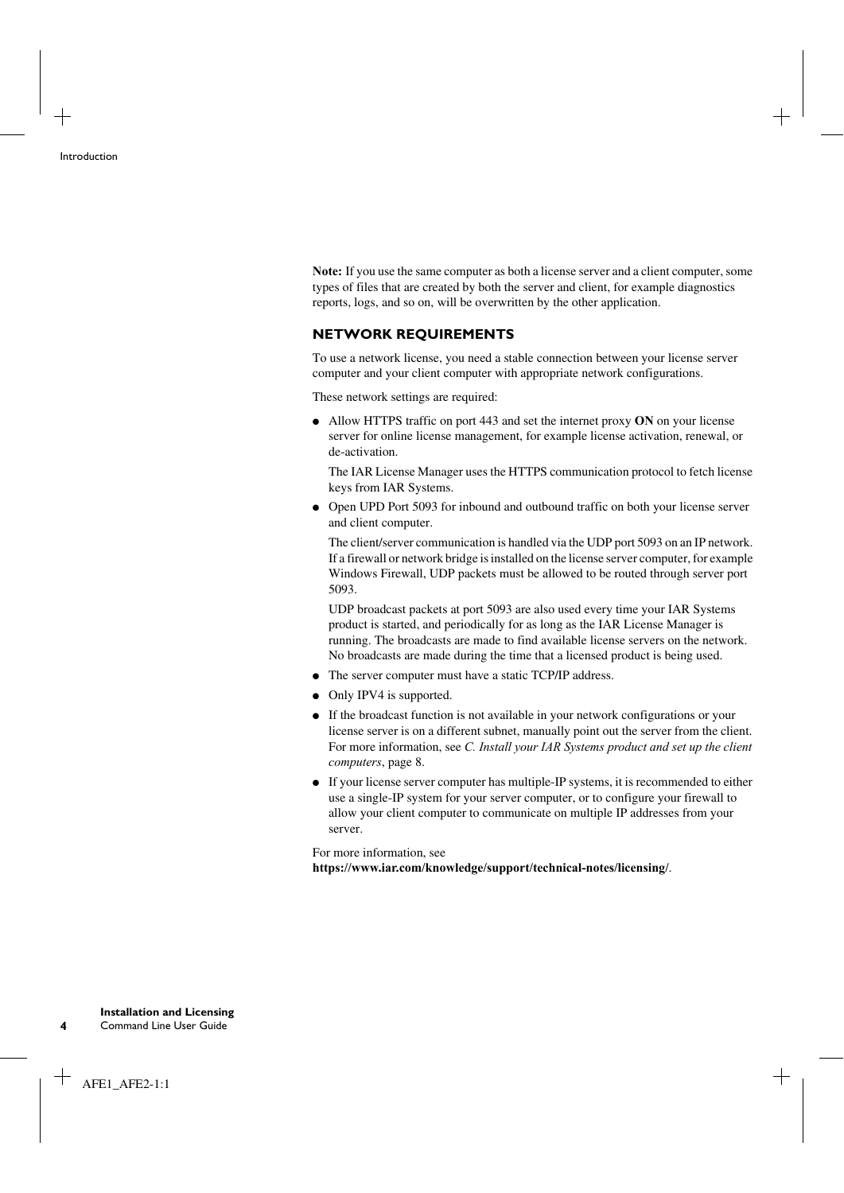**Note:** If you use the same computer as both a license server and a client computer, some types of files that are created by both the server and client, for example diagnostics reports, logs, and so on, will be overwritten by the other application.

### NETWORK REQUIREMENTS

To use a network license, you need a stable connection between your license server computer and your client computer with appropriate network configurations.

These network settings are required:

- Allow HTTPS traffic on port 443 and set the internet proxy **ON** on your license server for online license management, for example license activation, renewal, or de-activation.

  The IAR License Manager uses the HTTPS communication protocol to fetch license keys from IAR Systems.

- Open UPD Port 5093 for inbound and outbound traffic on both your license server and client computer.

  The client/server communication is handled via the UDP port 5093 on an IP network. If a firewall or network bridge is installed on the license server computer, for example Windows Firewall, UDP packets must be allowed to be routed through server port 5093.

  UDP broadcast packets at port 5093 are also used every time your IAR Systems product is started, and periodically for as long as the IAR License Manager is running. The broadcasts are made to find available license servers on the network. No broadcasts are made during the time that a licensed product is being used.

- The server computer must have a static TCP/IP address.
- Only IPV4 is supported.
- If the broadcast function is not available in your network configurations or your license server is on a different subnet, manually point out the server from the client. For more information, see *C. Install your IAR Systems product and set up the client computers*, page 8.
- If your license server computer has multiple-IP systems, it is recommended to either use a single-IP system for your server computer, or to configure your firewall to allow your client computer to communicate on multiple IP addresses from your server.

For more information, see **https://www.iar.com/knowledge/support/technical-notes/licensing/**.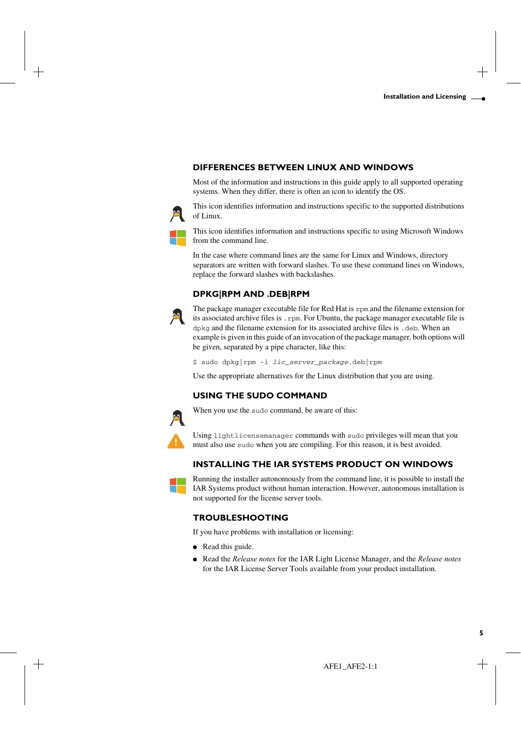## DIFFERENCES BETWEEN LINUX AND WINDOWS

Most of the information and instructions in this guide apply to all supported operating systems. When they differ, there is often an icon to identify the OS.

This icon identifies information and instructions specific to the supported distributions of Linux.

This icon identifies information and instructions specific to using Microsoft Windows from the command line.

In the case where command lines are the same for Linux and Windows, directory separators are written with forward slashes. To use these command lines on Windows, replace the forward slashes with backslashes.

## DPKG|RPM AND .DEB|RPM

The package manager executable file for Red Hat is `rpm` and the filename extension for its associated archive files is `.rpm`. For Ubuntu, the package manager executable file is `dpkg` and the filename extension for its associated archive files is `.deb`. When an example is given in this guide of an invocation of the package manager, both options will be given, separated by a pipe character, like this:

```
$ sudo dpkg|rpm -i lic_server_package.deb|rpm
```

Use the appropriate alternatives for the Linux distribution that you are using.

## USING THE SUDO COMMAND

When you use the `sudo` command, be aware of this:

Using `lightlicensemanager` commands with `sudo` privileges will mean that you must also use `sudo` when you are compiling. For this reason, it is best avoided.

## INSTALLING THE IAR SYSTEMS PRODUCT ON WINDOWS

Running the installer autonomously from the command line, it is possible to install the IAR Systems product without human interaction. However, autonomous installation is not supported for the license server tools.

## TROUBLESHOOTING

If you have problems with installation or licensing:

- Read this guide.
- Read the *Release notes* for the IAR Light License Manager, and the *Release notes* for the IAR License Server Tools available from your product installation.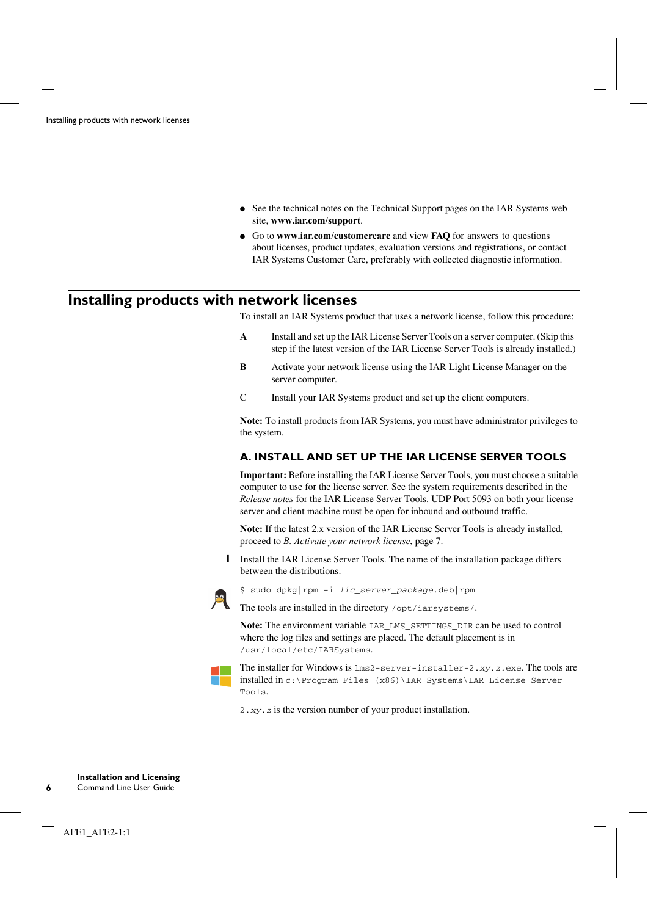- See the technical notes on the Technical Support pages on the IAR Systems web site, **www.iar.com/support**.
- Go to **www.iar.com/customercare** and view **FAQ** for answers to questions about licenses, product updates, evaluation versions and registrations, or contact IAR Systems Customer Care, preferably with collected diagnostic information.

## Installing products with network licenses

To install an IAR Systems product that uses a network license, follow this procedure:

**A** Install and set up the IAR License Server Tools on a server computer. (Skip this step if the latest version of the IAR License Server Tools is already installed.)

**B** Activate your network license using the IAR Light License Manager on the server computer.

C Install your IAR Systems product and set up the client computers.

**Note:** To install products from IAR Systems, you must have administrator privileges to the system.

### A. INSTALL AND SET UP THE IAR LICENSE SERVER TOOLS

**Important:** Before installing the IAR License Server Tools, you must choose a suitable computer to use for the license server. See the system requirements described in the *Release notes* for the IAR License Server Tools. UDP Port 5093 on both your license server and client machine must be open for inbound and outbound traffic.

**Note:** If the latest 2.x version of the IAR License Server Tools is already installed, proceed to *B. Activate your network license*, page 7.

1 Install the IAR License Server Tools. The name of the installation package differs between the distributions.

```
$ sudo dpkg|rpm -i lic_server_package.deb|rpm
```

The tools are installed in the directory `/opt/iarsystems/`.

**Note:** The environment variable `IAR_LMS_SETTINGS_DIR` can be used to control where the log files and settings are placed. The default placement is in `/usr/local/etc/IARSystems`.

The installer for Windows is `lms2-server-installer-2.xy.z.exe`. The tools are installed in `c:\Program Files (x86)\IAR Systems\IAR License Server Tools`.

`2.xy.z` is the version number of your product installation.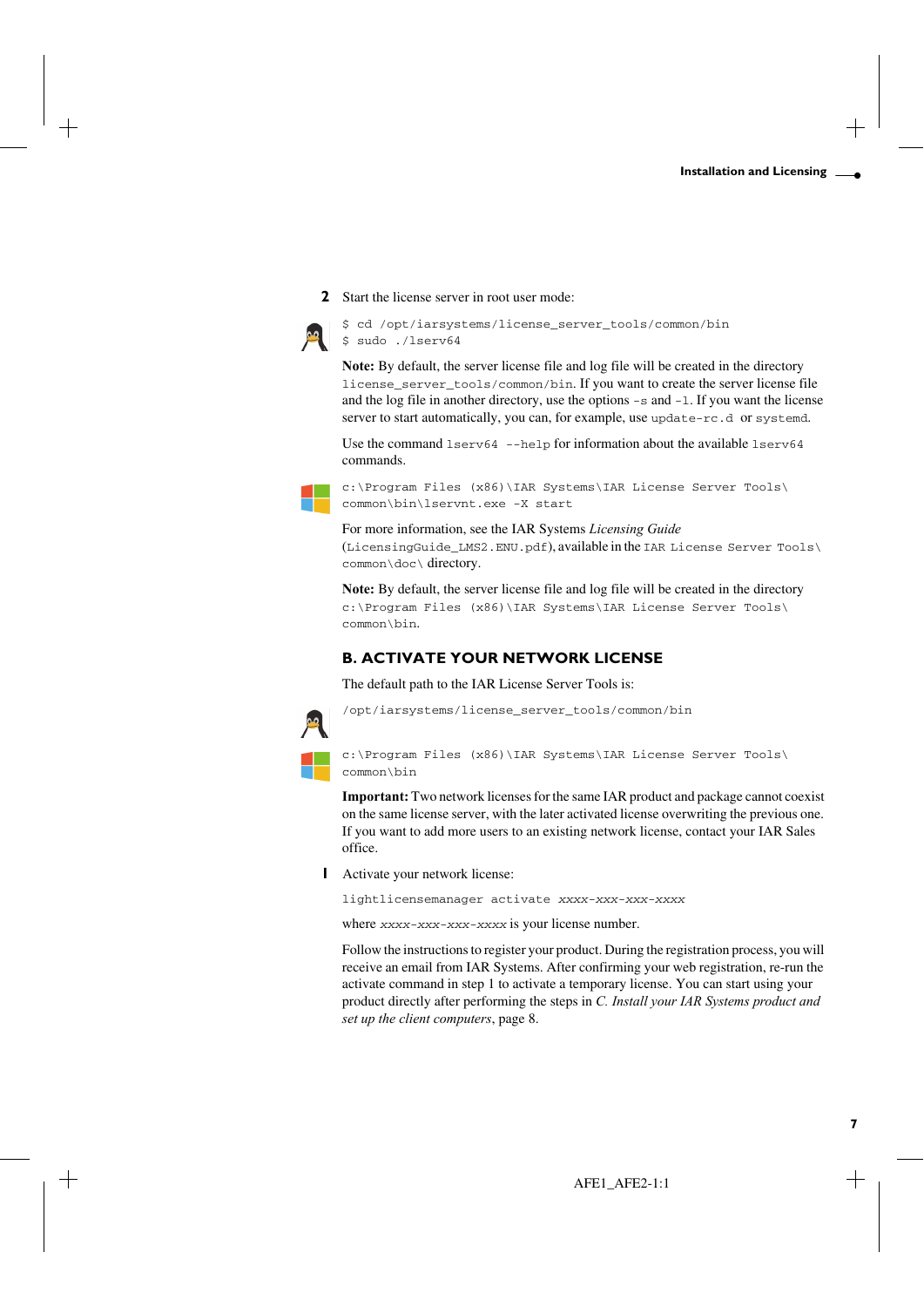**2** Start the license server in root user mode:

```
$ cd /opt/iarsystems/license_server_tools/common/bin
$ sudo ./lserv64
```

**Note:** By default, the server license file and log file will be created in the directory `license_server_tools/common/bin`. If you want to create the server license file and the log file in another directory, use the options `-s` and `-l`. If you want the license server to start automatically, you can, for example, use `update-rc.d` or `systemd`.

Use the command `lserv64 --help` for information about the available `lserv64` commands.

```
c:\Program Files (x86)\IAR Systems\IAR License Server Tools\
common\bin\lservnt.exe -X start
```

For more information, see the IAR Systems *Licensing Guide* (`LicensingGuide_LMS2.ENU.pdf`), available in the `IAR License Server Tools\common\doc\` directory.

**Note:** By default, the server license file and log file will be created in the directory `c:\Program Files (x86)\IAR Systems\IAR License Server Tools\common\bin`.

## B. ACTIVATE YOUR NETWORK LICENSE

The default path to the IAR License Server Tools is:

```
/opt/iarsystems/license_server_tools/common/bin
```

```
c:\Program Files (x86)\IAR Systems\IAR License Server Tools\
common\bin
```

**Important:** Two network licenses for the same IAR product and package cannot coexist on the same license server, with the later activated license overwriting the previous one. If you want to add more users to an existing network license, contact your IAR Sales office.

**1** Activate your network license:

```
lightlicensemanager activate xxxx-xxx-xxx-xxxx
```

where *xxxx-xxx-xxx-xxxx* is your license number.

Follow the instructions to register your product. During the registration process, you will receive an email from IAR Systems. After confirming your web registration, re-run the activate command in step 1 to activate a temporary license. You can start using your product directly after performing the steps in *C. Install your IAR Systems product and set up the client computers*, page 8.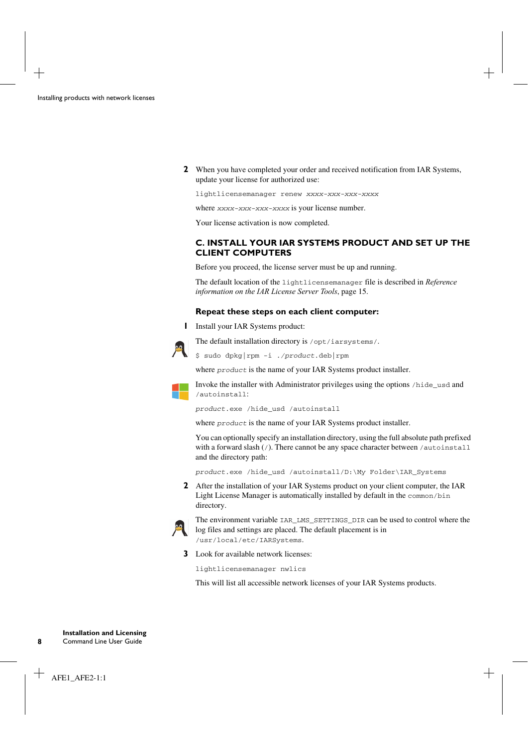2 When you have completed your order and received notification from IAR Systems, update your license for authorized use:

```
lightlicensemanager renew xxxx-xxx-xxx-xxxx
```

where *xxxx-xxx-xxx-xxxx* is your license number.

Your license activation is now completed.

## C. INSTALL YOUR IAR SYSTEMS PRODUCT AND SET UP THE CLIENT COMPUTERS

Before you proceed, the license server must be up and running.

The default location of the `lightlicensemanager` file is described in *Reference information on the IAR License Server Tools*, page 15.

### Repeat these steps on each client computer:

1 Install your IAR Systems product:

The default installation directory is `/opt/iarsystems/`.

```
$ sudo dpkg|rpm -i ./product.deb|rpm
```

where *product* is the name of your IAR Systems product installer.

Invoke the installer with Administrator privileges using the options `/hide_usd` and `/autoinstall`:

```
product.exe /hide_usd /autoinstall
```

where *product* is the name of your IAR Systems product installer.

You can optionally specify an installation directory, using the full absolute path prefixed with a forward slash (`/`). There cannot be any space character between `/autoinstall` and the directory path:

```
product.exe /hide_usd /autoinstall/D:\My Folder\IAR_Systems
```

2 After the installation of your IAR Systems product on your client computer, the IAR Light License Manager is automatically installed by default in the `common/bin` directory.

The environment variable `IAR_LMS_SETTINGS_DIR` can be used to control where the log files and settings are placed. The default placement is in `/usr/local/etc/IARSystems`.

3 Look for available network licenses:

```
lightlicensemanager nwlics
```

This will list all accessible network licenses of your IAR Systems products.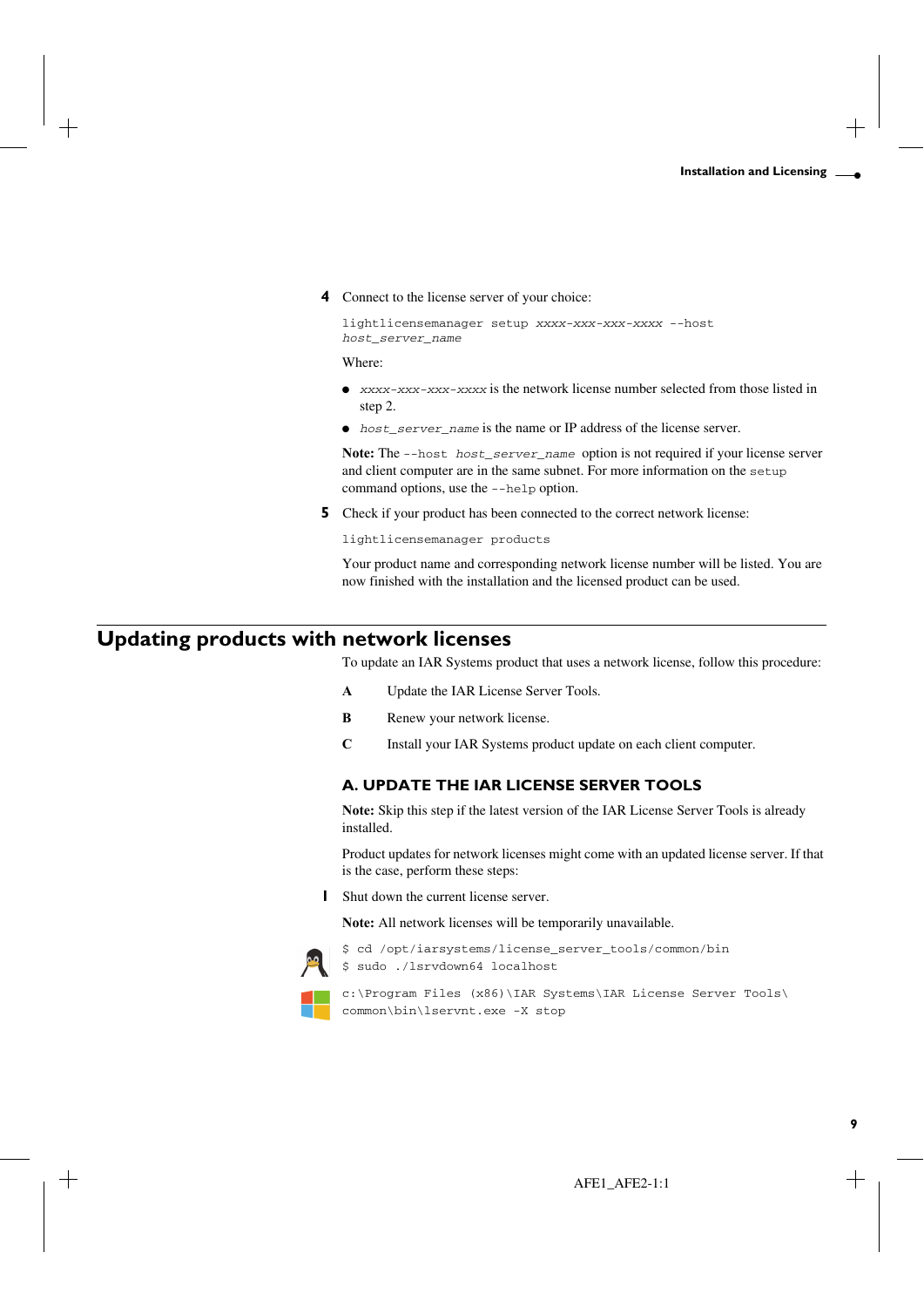4. Connect to the license server of your choice:

```
lightlicensemanager setup xxxx-xxx-xxx-xxxx --host
host_server_name
```

Where:

- `xxxx-xxx-xxx-xxxx` is the network license number selected from those listed in step 2.
- `host_server_name` is the name or IP address of the license server.

**Note:** The `--host host_server_name` option is not required if your license server and client computer are in the same subnet. For more information on the `setup` command options, use the `--help` option.

5. Check if your product has been connected to the correct network license:

```
lightlicensemanager products
```

Your product name and corresponding network license number will be listed. You are now finished with the installation and the licensed product can be used.

# Updating products with network licenses

To update an IAR Systems product that uses a network license, follow this procedure:

**A** Update the IAR License Server Tools.

**B** Renew your network license.

**C** Install your IAR Systems product update on each client computer.

## A. UPDATE THE IAR LICENSE SERVER TOOLS

**Note:** Skip this step if the latest version of the IAR License Server Tools is already installed.

Product updates for network licenses might come with an updated license server. If that is the case, perform these steps:

1. Shut down the current license server.

**Note:** All network licenses will be temporarily unavailable.

```
$ cd /opt/iarsystems/license_server_tools/common/bin
$ sudo ./lsrvdown64 localhost
```

```
c:\Program Files (x86)\IAR Systems\IAR License Server Tools\
common\bin\lservnt.exe -X stop
```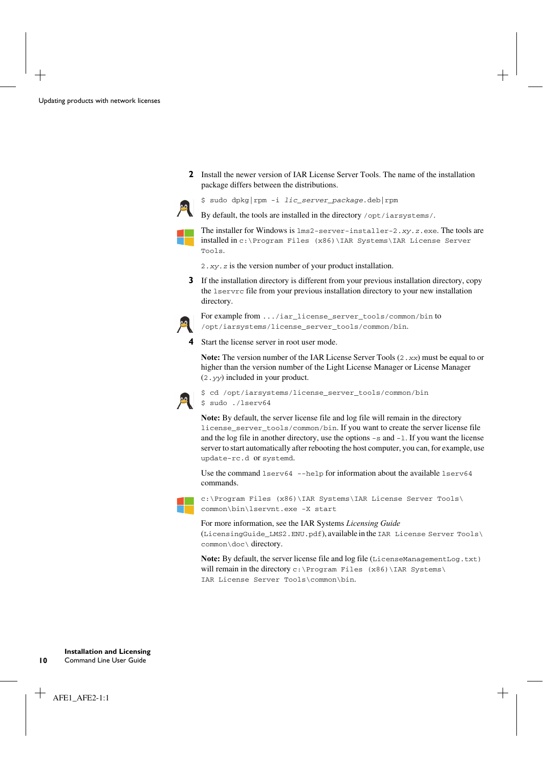**2** Install the newer version of IAR License Server Tools. The name of the installation package differs between the distributions.

```
$ sudo dpkg|rpm -i lic_server_package.deb|rpm
```

By default, the tools are installed in the directory `/opt/iarsystems/`.

The installer for Windows is `lms2-server-installer-2.xy.z.exe`. The tools are installed in `c:\Program Files (x86)\IAR Systems\IAR License Server Tools`.

`2.xy.z` is the version number of your product installation.

**3** If the installation directory is different from your previous installation directory, copy the `lservrc` file from your previous installation directory to your new installation directory.

For example from `.../iar_license_server_tools/common/bin` to `/opt/iarsystems/license_server_tools/common/bin`.

**4** Start the license server in root user mode.

**Note:** The version number of the IAR License Server Tools (`2.xx`) must be equal to or higher than the version number of the Light License Manager or License Manager (`2.yy`) included in your product.

```
$ cd /opt/iarsystems/license_server_tools/common/bin
$ sudo ./lserv64
```

**Note:** By default, the server license file and log file will remain in the directory `license_server_tools/common/bin`. If you want to create the server license file and the log file in another directory, use the options `-s` and `-l`. If you want the license server to start automatically after rebooting the host computer, you can, for example, use `update-rc.d` or `systemd`.

Use the command `lserv64 --help` for information about the available `lserv64` commands.

```
c:\Program Files (x86)\IAR Systems\IAR License Server Tools\
common\bin\lservnt.exe -X start
```

For more information, see the IAR Systems *Licensing Guide* (`LicensingGuide_LMS2.ENU.pdf`), available in the `IAR License Server Tools\common\doc\` directory.

**Note:** By default, the server license file and log file (`LicenseManagementLog.txt`) will remain in the directory `c:\Program Files (x86)\IAR Systems\IAR License Server Tools\common\bin`.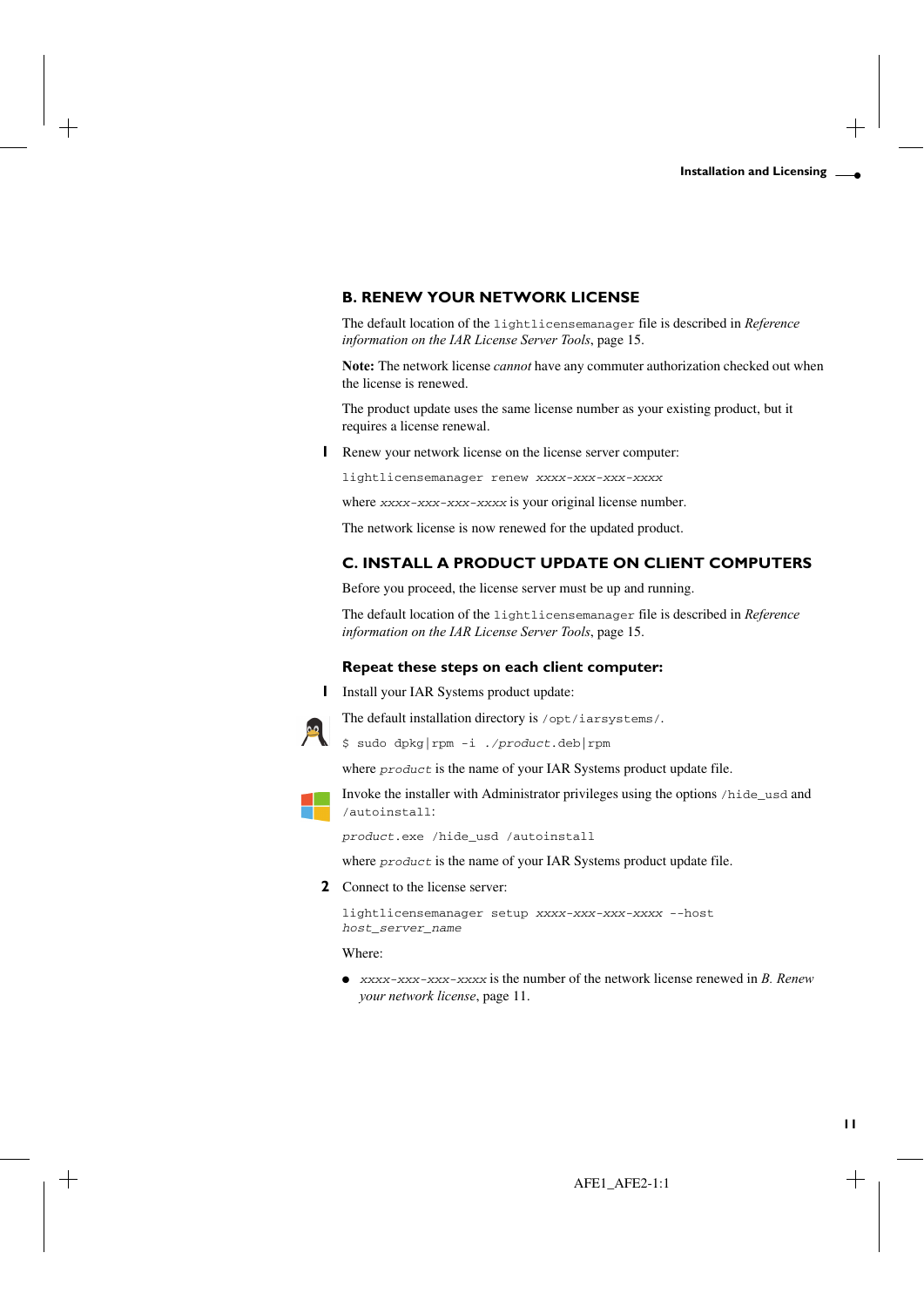## B. RENEW YOUR NETWORK LICENSE

The default location of the `lightlicensemanager` file is described in *Reference information on the IAR License Server Tools*, page 15.

**Note:** The network license *cannot* have any commuter authorization checked out when the license is renewed.

The product update uses the same license number as your existing product, but it requires a license renewal.

1 Renew your network license on the license server computer:

```
lightlicensemanager renew xxxx-xxx-xxx-xxxx
```

where *xxxx-xxx-xxx-xxxx* is your original license number.

The network license is now renewed for the updated product.

## C. INSTALL A PRODUCT UPDATE ON CLIENT COMPUTERS

Before you proceed, the license server must be up and running.

The default location of the `lightlicensemanager` file is described in *Reference information on the IAR License Server Tools*, page 15.

### Repeat these steps on each client computer:

1 Install your IAR Systems product update:

The default installation directory is `/opt/iarsystems/`.

```
$ sudo dpkg|rpm -i ./product.deb|rpm
```

where *product* is the name of your IAR Systems product update file.

Invoke the installer with Administrator privileges using the options `/hide_usd` and `/autoinstall`:

```
product.exe /hide_usd /autoinstall
```

where *product* is the name of your IAR Systems product update file.

2 Connect to the license server:

```
lightlicensemanager setup xxxx-xxx-xxx-xxxx --host
host_server_name
```

Where:

- *xxxx-xxx-xxx-xxxx* is the number of the network license renewed in *B. Renew your network license*, page 11.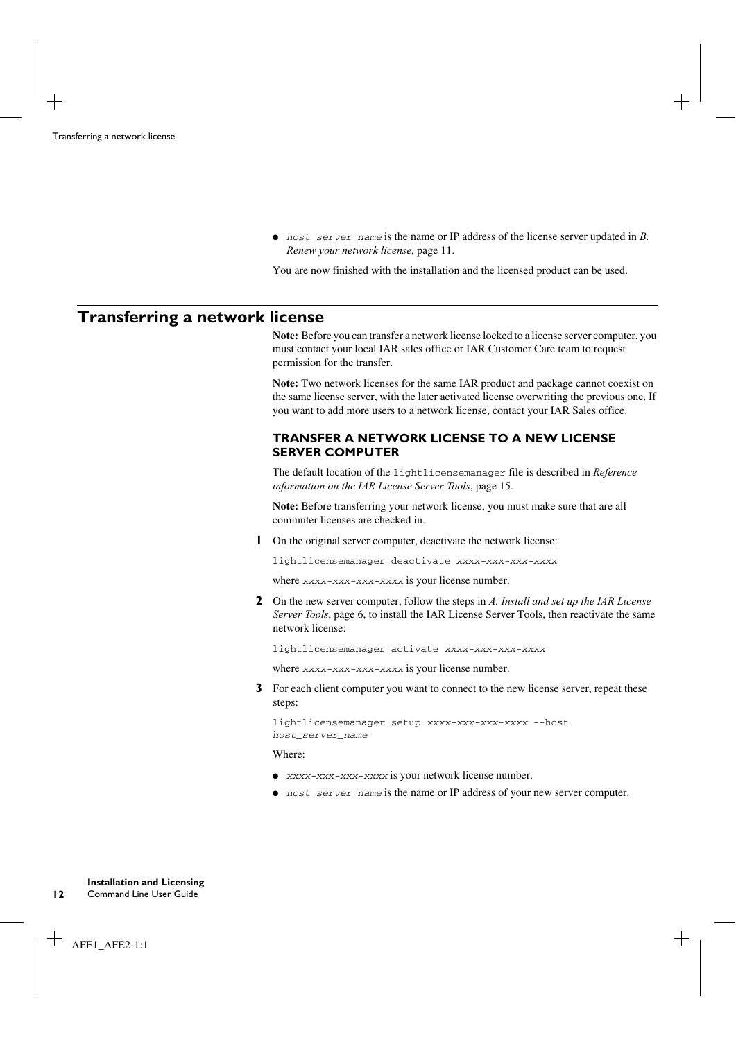- *host_server_name* is the name or IP address of the license server updated in *B. Renew your network license*, page 11.

You are now finished with the installation and the licensed product can be used.

## Transferring a network license

**Note:** Before you can transfer a network license locked to a license server computer, you must contact your local IAR sales office or IAR Customer Care team to request permission for the transfer.

**Note:** Two network licenses for the same IAR product and package cannot coexist on the same license server, with the later activated license overwriting the previous one. If you want to add more users to a network license, contact your IAR Sales office.

### TRANSFER A NETWORK LICENSE TO A NEW LICENSE SERVER COMPUTER

The default location of the `lightlicensemanager` file is described in *Reference information on the IAR License Server Tools*, page 15.

**Note:** Before transferring your network license, you must make sure that are all commuter licenses are checked in.

1. On the original server computer, deactivate the network license:

   ```
   lightlicensemanager deactivate xxxx-xxx-xxx-xxxx
   ```

   where *xxxx-xxx-xxx-xxxx* is your license number.

2. On the new server computer, follow the steps in *A. Install and set up the IAR License Server Tools*, page 6, to install the IAR License Server Tools, then reactivate the same network license:

   ```
   lightlicensemanager activate xxxx-xxx-xxx-xxxx
   ```

   where *xxxx-xxx-xxx-xxxx* is your license number.

3. For each client computer you want to connect to the new license server, repeat these steps:

   ```
   lightlicensemanager setup xxxx-xxx-xxx-xxxx --host
   host_server_name
   ```

   Where:

   - *xxxx-xxx-xxx-xxxx* is your network license number.
   - *host_server_name* is the name or IP address of your new server computer.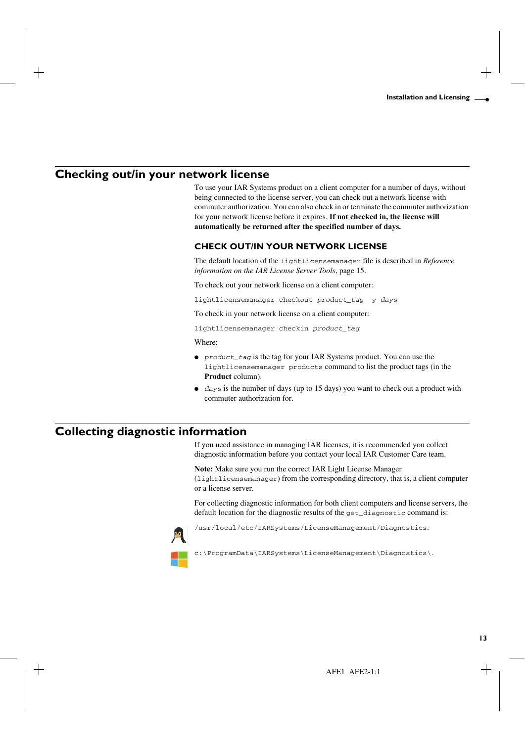## Checking out/in your network license

To use your IAR Systems product on a client computer for a number of days, without being connected to the license server, you can check out a network license with commuter authorization. You can also check in or terminate the commuter authorization for your network license before it expires. **If not checked in, the license will automatically be returned after the specified number of days.**

### CHECK OUT/IN YOUR NETWORK LICENSE

The default location of the `lightlicensemanager` file is described in *Reference information on the IAR License Server Tools*, page 15.

To check out your network license on a client computer:

```
lightlicensemanager checkout product_tag -y days
```

To check in your network license on a client computer:

```
lightlicensemanager checkin product_tag
```

Where:

- *`product_tag`* is the tag for your IAR Systems product. You can use the `lightlicensemanager products` command to list the product tags (in the **Product** column).
- *`days`* is the number of days (up to 15 days) you want to check out a product with commuter authorization for.

## Collecting diagnostic information

If you need assistance in managing IAR licenses, it is recommended you collect diagnostic information before you contact your local IAR Customer Care team.

**Note:** Make sure you run the correct IAR Light License Manager (`lightlicensemanager`) from the corresponding directory, that is, a client computer or a license server.

For collecting diagnostic information for both client computers and license servers, the default location for the diagnostic results of the `get_diagnostic` command is:

Linux: `/usr/local/etc/IARSystems/LicenseManagement/Diagnostics`.

Windows: `c:\ProgramData\IARSystems\LicenseManagement\Diagnostics\`.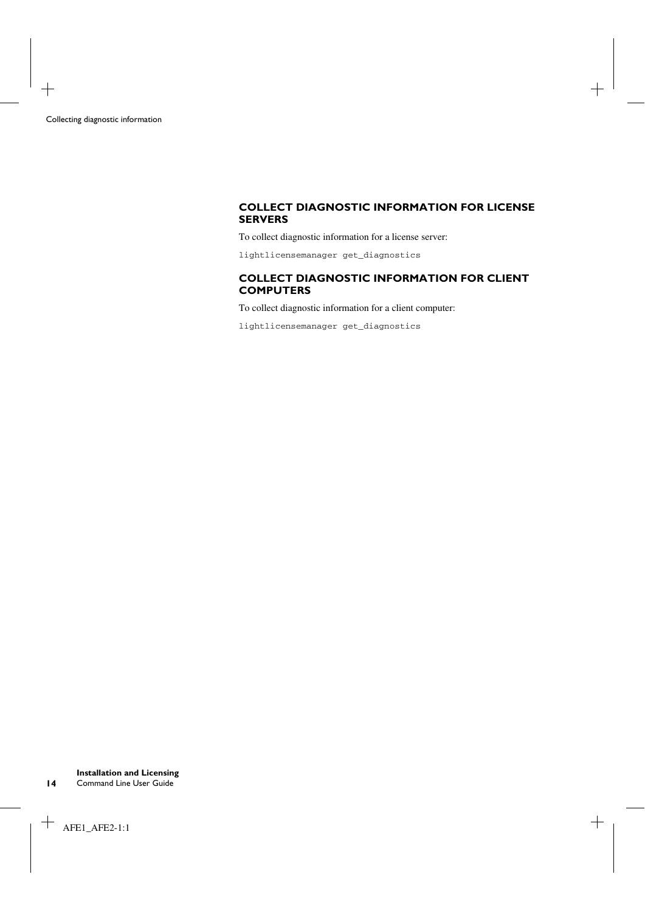## COLLECT DIAGNOSTIC INFORMATION FOR LICENSE SERVERS

To collect diagnostic information for a license server:

```
lightlicensemanager get_diagnostics
```

## COLLECT DIAGNOSTIC INFORMATION FOR CLIENT COMPUTERS

To collect diagnostic information for a client computer:

```
lightlicensemanager get_diagnostics
```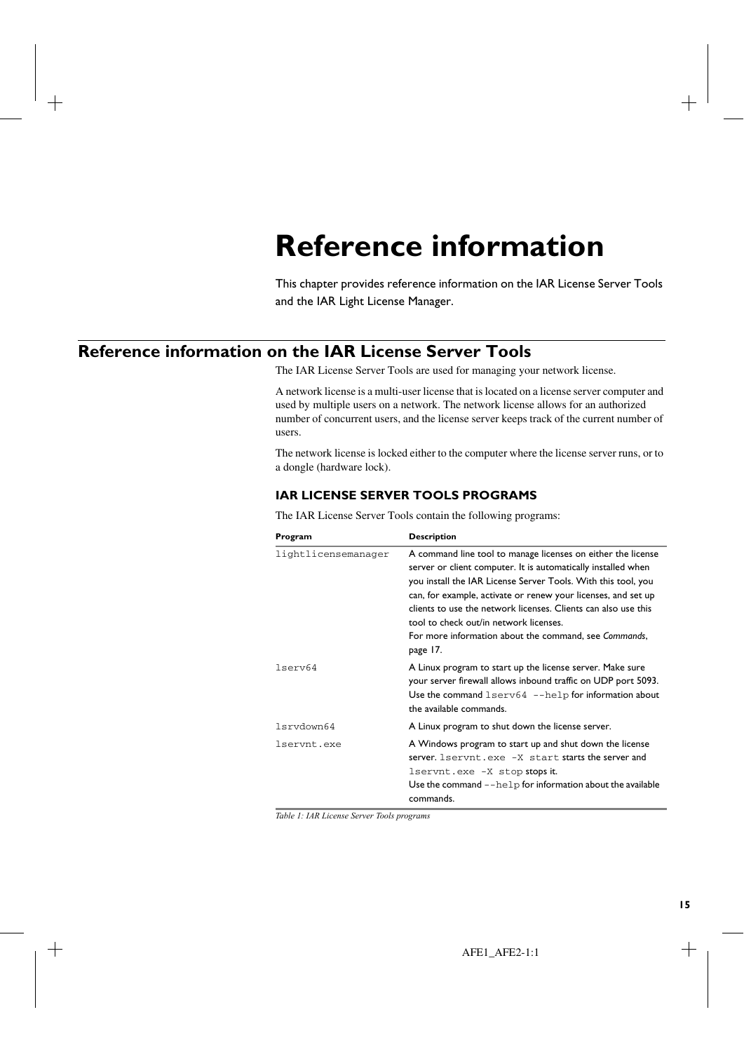# Reference information

This chapter provides reference information on the IAR License Server Tools and the IAR Light License Manager.

## Reference information on the IAR License Server Tools

The IAR License Server Tools are used for managing your network license.

A network license is a multi-user license that is located on a license server computer and used by multiple users on a network. The network license allows for an authorized number of concurrent users, and the license server keeps track of the current number of users.

The network license is locked either to the computer where the license server runs, or to a dongle (hardware lock).

### IAR LICENSE SERVER TOOLS PROGRAMS

The IAR License Server Tools contain the following programs:

| Program | Description |
|---|---|
| `lightlicensemanager` | A command line tool to manage licenses on either the license server or client computer. It is automatically installed when you install the IAR License Server Tools. With this tool, you can, for example, activate or renew your licenses, and set up clients to use the network licenses. Clients can also use this tool to check out/in network licenses.<br>For more information about the command, see *Commands*, page 17. |
| `lserv64` | A Linux program to start up the license server. Make sure your server firewall allows inbound traffic on UDP port 5093. Use the command `lserv64 --help` for information about the available commands. |
| `lsrvdown64` | A Linux program to shut down the license server. |
| `lservnt.exe` | A Windows program to start up and shut down the license server. `lservnt.exe -X start` starts the server and `lservnt.exe -X stop` stops it.<br>Use the command `--help` for information about the available commands. |

*Table 1: IAR License Server Tools programs*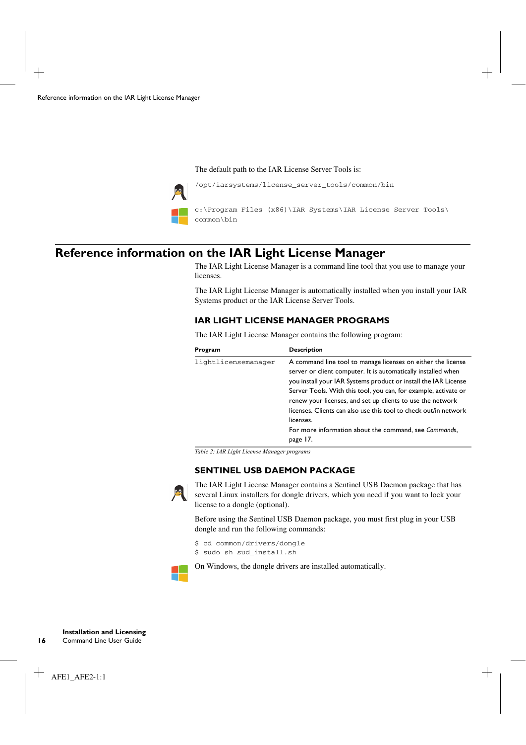The default path to the IAR License Server Tools is:

```
/opt/iarsystems/license_server_tools/common/bin
```

```
c:\Program Files (x86)\IAR Systems\IAR License Server Tools\
common\bin
```

## Reference information on the IAR Light License Manager

The IAR Light License Manager is a command line tool that you use to manage your licenses.

The IAR Light License Manager is automatically installed when you install your IAR Systems product or the IAR License Server Tools.

### IAR LIGHT LICENSE MANAGER PROGRAMS

The IAR Light License Manager contains the following program:

| Program | Description |
|---|---|
| `lightlicensemanager` | A command line tool to manage licenses on either the license server or client computer. It is automatically installed when you install your IAR Systems product or install the IAR License Server Tools. With this tool, you can, for example, activate or renew your licenses, and set up clients to use the network licenses. Clients can also use this tool to check out/in network licenses. For more information about the command, see *Commands*, page 17. |

*Table 2: IAR Light License Manager programs*

### SENTINEL USB DAEMON PACKAGE

The IAR Light License Manager contains a Sentinel USB Daemon package that has several Linux installers for dongle drivers, which you need if you want to lock your license to a dongle (optional).

Before using the Sentinel USB Daemon package, you must first plug in your USB dongle and run the following commands:

```
$ cd common/drivers/dongle
$ sudo sh sud_install.sh
```

On Windows, the dongle drivers are installed automatically.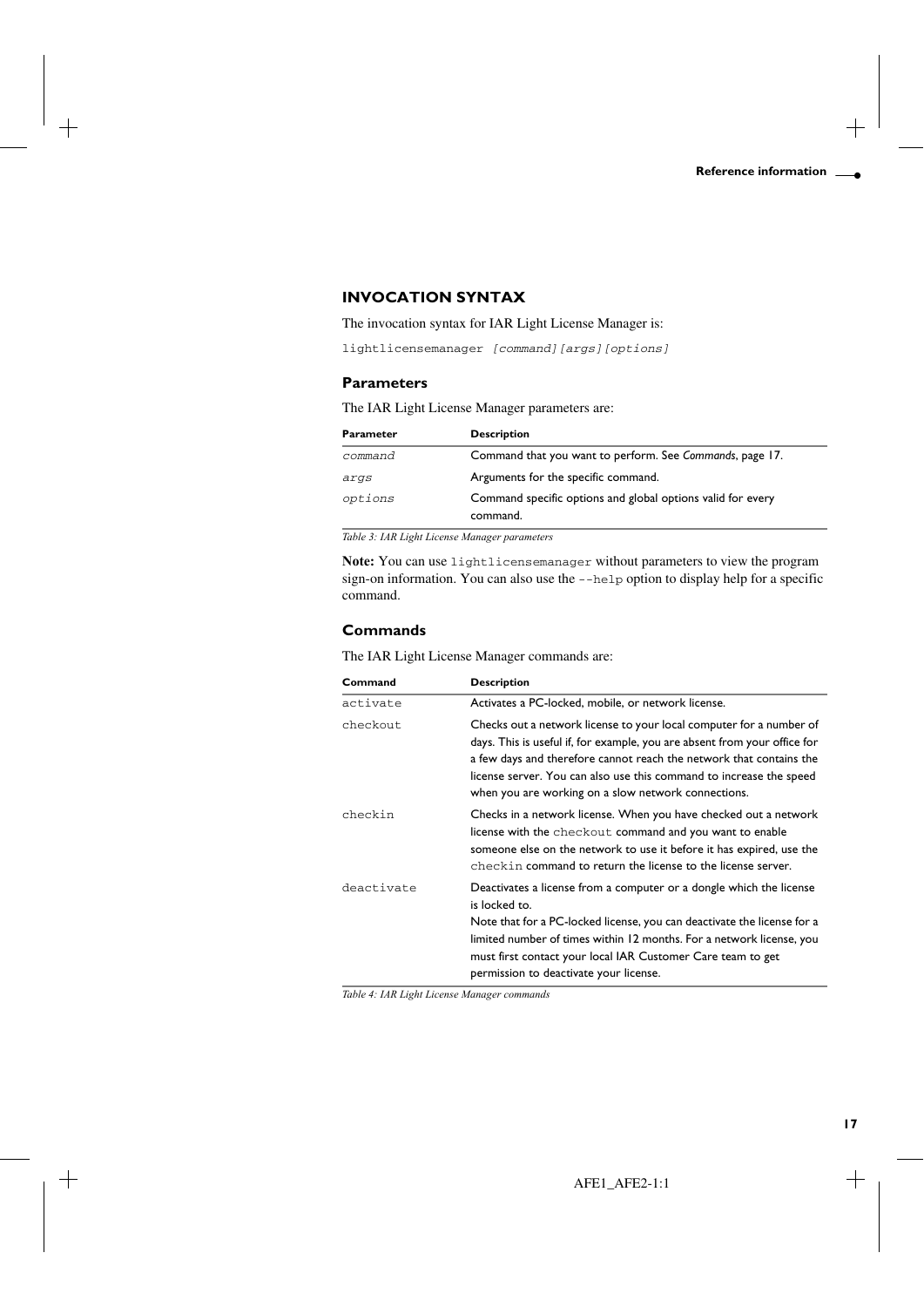## INVOCATION SYNTAX

The invocation syntax for IAR Light License Manager is:

```
lightlicensemanager [command][args][options]
```

### Parameters

The IAR Light License Manager parameters are:

| Parameter | Description |
|---|---|
| *command* | Command that you want to perform. See *Commands*, page 17. |
| *args* | Arguments for the specific command. |
| *options* | Command specific options and global options valid for every command. |

*Table 3: IAR Light License Manager parameters*

**Note:** You can use `lightlicensemanager` without parameters to view the program sign-on information. You can also use the `--help` option to display help for a specific command.

### Commands

The IAR Light License Manager commands are:

| Command | Description |
|---|---|
| `activate` | Activates a PC-locked, mobile, or network license. |
| `checkout` | Checks out a network license to your local computer for a number of days. This is useful if, for example, you are absent from your office for a few days and therefore cannot reach the network that contains the license server. You can also use this command to increase the speed when you are working on a slow network connections. |
| `checkin` | Checks in a network license. When you have checked out a network license with the `checkout` command and you want to enable someone else on the network to use it before it has expired, use the `checkin` command to return the license to the license server. |
| `deactivate` | Deactivates a license from a computer or a dongle which the license is locked to.<br>Note that for a PC-locked license, you can deactivate the license for a limited number of times within 12 months. For a network license, you must first contact your local IAR Customer Care team to get permission to deactivate your license. |

*Table 4: IAR Light License Manager commands*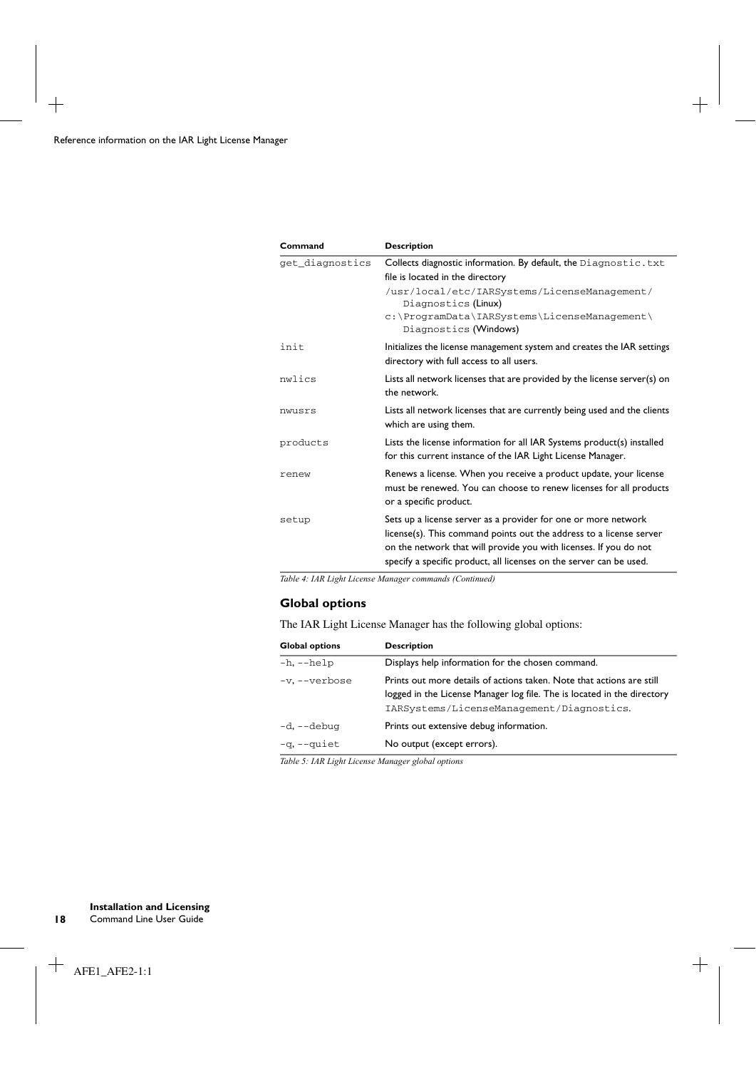| Command | Description |
|---|---|
| get_diagnostics | Collects diagnostic information. By default, the Diagnostic.txt file is located in the directory /usr/local/etc/IARSystems/LicenseManagement/Diagnostics (Linux) c:\ProgramData\IARSystems\LicenseManagement\Diagnostics (Windows) |
| init | Initializes the license management system and creates the IAR settings directory with full access to all users. |
| nwlics | Lists all network licenses that are provided by the license server(s) on the network. |
| nwusrs | Lists all network licenses that are currently being used and the clients which are using them. |
| products | Lists the license information for all IAR Systems product(s) installed for this current instance of the IAR Light License Manager. |
| renew | Renews a license. When you receive a product update, your license must be renewed. You can choose to renew licenses for all products or a specific product. |
| setup | Sets up a license server as a provider for one or more network license(s). This command points out the address to a license server on the network that will provide you with licenses. If you do not specify a specific product, all licenses on the server can be used. |

*Table 4: IAR Light License Manager commands (Continued)*

### Global options

The IAR Light License Manager has the following global options:

| Global options | Description |
|---|---|
| -h, --help | Displays help information for the chosen command. |
| -v, --verbose | Prints out more details of actions taken. Note that actions are still logged in the License Manager log file. The is located in the directory IARSystems/LicenseManagement/Diagnostics. |
| -d, --debug | Prints out extensive debug information. |
| -q, --quiet | No output (except errors). |

*Table 5: IAR Light License Manager global options*